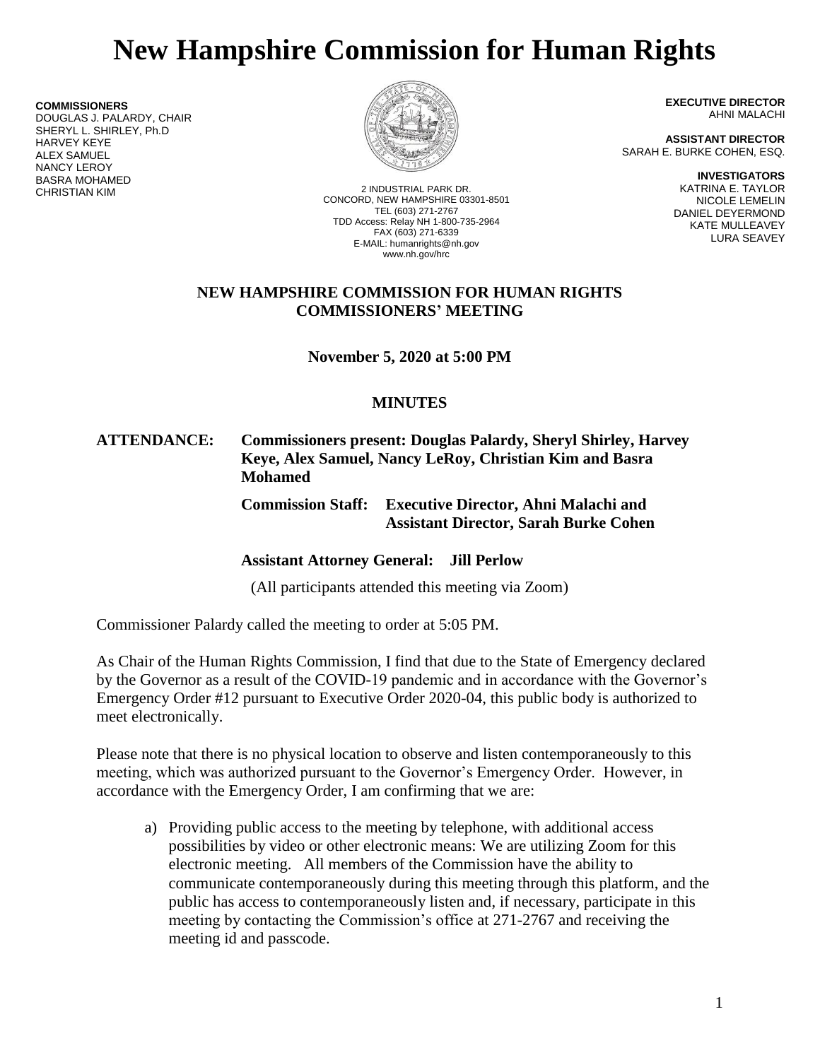# New Hampshire Commission for Human Rights

**COMMISSIONERS**
DOUGLAS J. PALARDY, CHAIR
SHERYL L. SHIRLEY, Ph.D
HARVEY KEYE
ALEX SAMUEL
NANCY LEROY
BASRA MOHAMED
CHRISTIAN KIM

2 INDUSTRIAL PARK DR.
CONCORD, NEW HAMPSHIRE 03301-8501
TEL (603) 271-2767
TDD Access: Relay NH 1-800-735-2964
FAX (603) 271-6339
E-MAIL: humanrights@nh.gov
www.nh.gov/hrc

**EXECUTIVE DIRECTOR**
AHNI MALACHI

**ASSISTANT DIRECTOR**
SARAH E. BURKE COHEN, ESQ.

**INVESTIGATORS**
KATRINA E. TAYLOR
NICOLE LEMELIN
DANIEL DEYERMOND
KATE MULLEAVEY
LURA SEAVEY

## NEW HAMPSHIRE COMMISSION FOR HUMAN RIGHTS COMMISSIONERS' MEETING

**November 5, 2020 at 5:00 PM**

## MINUTES

**ATTENDANCE:** **Commissioners present: Douglas Palardy, Sheryl Shirley, Harvey Keye, Alex Samuel, Nancy LeRoy, Christian Kim and Basra Mohamed**

**Commission Staff: Executive Director, Ahni Malachi and Assistant Director, Sarah Burke Cohen**

**Assistant Attorney General: Jill Perlow**

(All participants attended this meeting via Zoom)

Commissioner Palardy called the meeting to order at 5:05 PM.

As Chair of the Human Rights Commission, I find that due to the State of Emergency declared by the Governor as a result of the COVID-19 pandemic and in accordance with the Governor's Emergency Order #12 pursuant to Executive Order 2020-04, this public body is authorized to meet electronically.

Please note that there is no physical location to observe and listen contemporaneously to this meeting, which was authorized pursuant to the Governor's Emergency Order. However, in accordance with the Emergency Order, I am confirming that we are:

a) Providing public access to the meeting by telephone, with additional access possibilities by video or other electronic means: We are utilizing Zoom for this electronic meeting. All members of the Commission have the ability to communicate contemporaneously during this meeting through this platform, and the public has access to contemporaneously listen and, if necessary, participate in this meeting by contacting the Commission's office at 271-2767 and receiving the meeting id and passcode.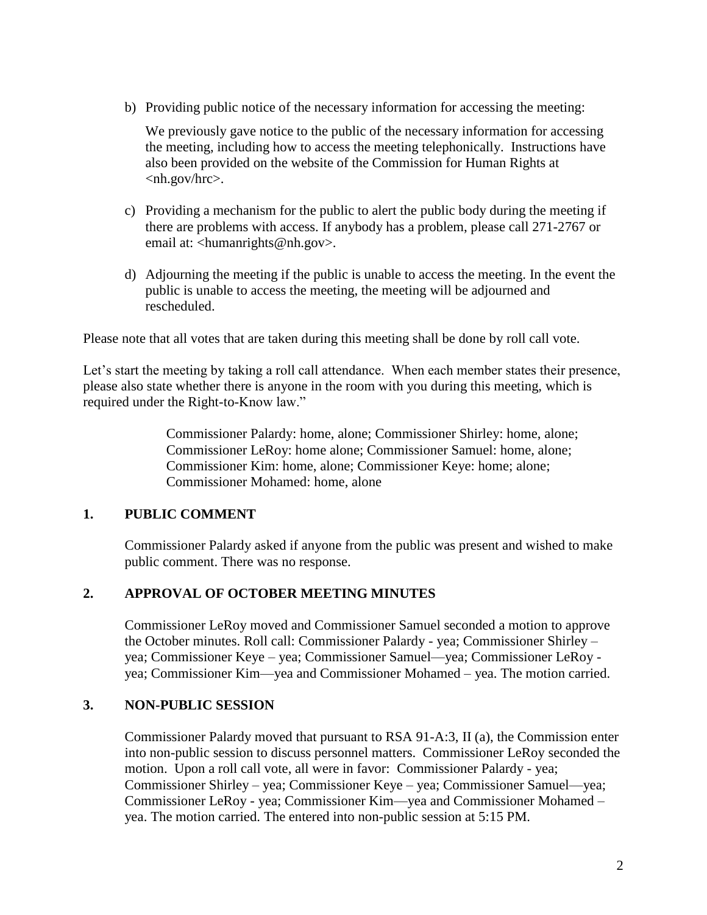b) Providing public notice of the necessary information for accessing the meeting:

   We previously gave notice to the public of the necessary information for accessing the meeting, including how to access the meeting telephonically. Instructions have also been provided on the website of the Commission for Human Rights at <nh.gov/hrc>.

c) Providing a mechanism for the public to alert the public body during the meeting if there are problems with access. If anybody has a problem, please call 271-2767 or email at: <humanrights@nh.gov>.

d) Adjourning the meeting if the public is unable to access the meeting. In the event the public is unable to access the meeting, the meeting will be adjourned and rescheduled.

Please note that all votes that are taken during this meeting shall be done by roll call vote.

Let's start the meeting by taking a roll call attendance. When each member states their presence, please also state whether there is anyone in the room with you during this meeting, which is required under the Right-to-Know law."

> Commissioner Palardy: home, alone; Commissioner Shirley: home, alone; Commissioner LeRoy: home alone; Commissioner Samuel: home, alone; Commissioner Kim: home, alone; Commissioner Keye: home; alone; Commissioner Mohamed: home, alone

## 1. PUBLIC COMMENT

Commissioner Palardy asked if anyone from the public was present and wished to make public comment. There was no response.

## 2. APPROVAL OF OCTOBER MEETING MINUTES

Commissioner LeRoy moved and Commissioner Samuel seconded a motion to approve the October minutes. Roll call: Commissioner Palardy - yea; Commissioner Shirley – yea; Commissioner Keye – yea; Commissioner Samuel—yea; Commissioner LeRoy - yea; Commissioner Kim—yea and Commissioner Mohamed – yea. The motion carried.

## 3. NON-PUBLIC SESSION

Commissioner Palardy moved that pursuant to RSA 91-A:3, II (a), the Commission enter into non-public session to discuss personnel matters. Commissioner LeRoy seconded the motion. Upon a roll call vote, all were in favor: Commissioner Palardy - yea; Commissioner Shirley – yea; Commissioner Keye – yea; Commissioner Samuel—yea; Commissioner LeRoy - yea; Commissioner Kim—yea and Commissioner Mohamed – yea. The motion carried. The entered into non-public session at 5:15 PM.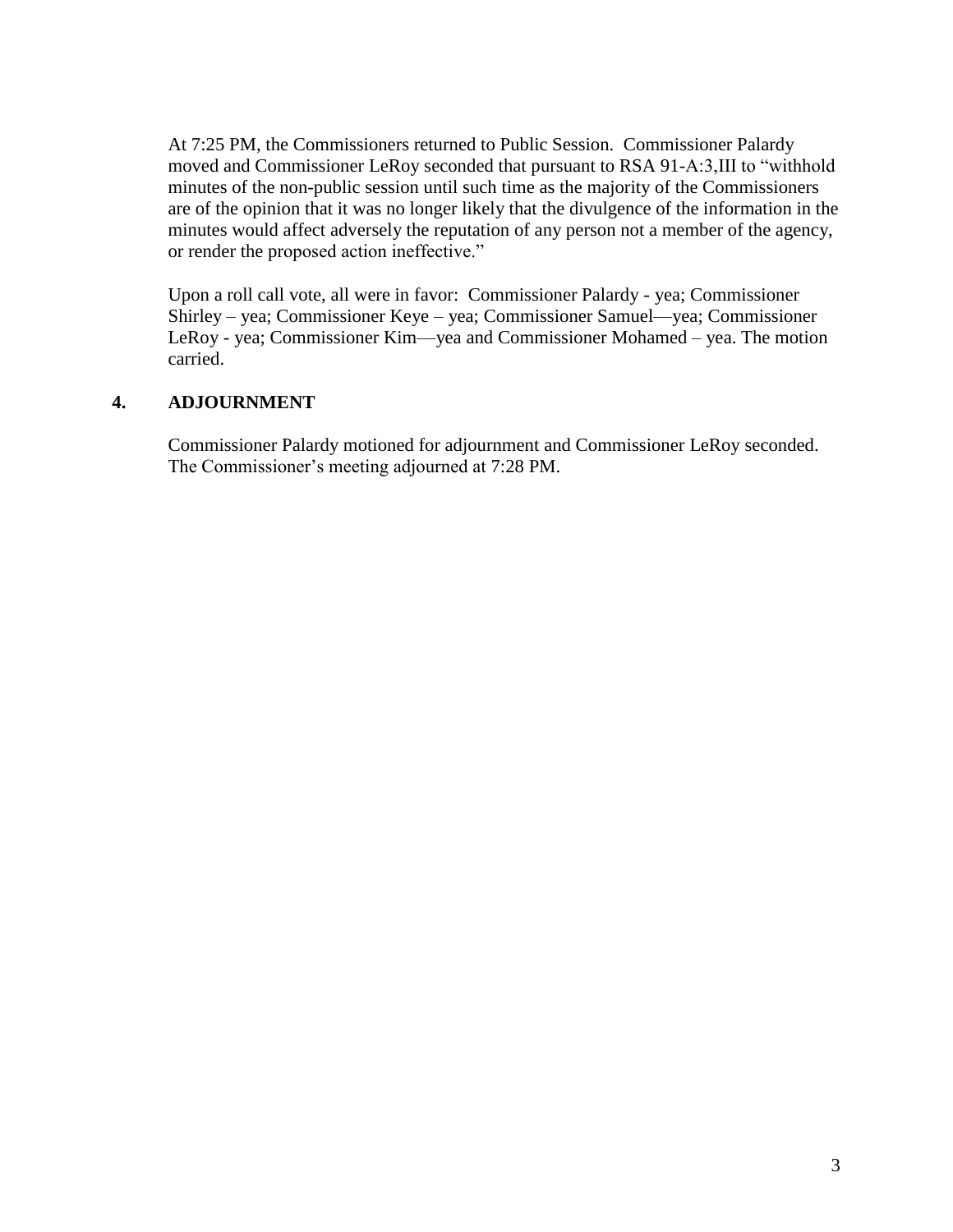At 7:25 PM, the Commissioners returned to Public Session. Commissioner Palardy moved and Commissioner LeRoy seconded that pursuant to RSA 91-A:3,III to "withhold minutes of the non-public session until such time as the majority of the Commissioners are of the opinion that it was no longer likely that the divulgence of the information in the minutes would affect adversely the reputation of any person not a member of the agency, or render the proposed action ineffective."

Upon a roll call vote, all were in favor: Commissioner Palardy - yea; Commissioner Shirley – yea; Commissioner Keye – yea; Commissioner Samuel—yea; Commissioner LeRoy - yea; Commissioner Kim—yea and Commissioner Mohamed – yea. The motion carried.

## 4. ADJOURNMENT

Commissioner Palardy motioned for adjournment and Commissioner LeRoy seconded. The Commissioner's meeting adjourned at 7:28 PM.